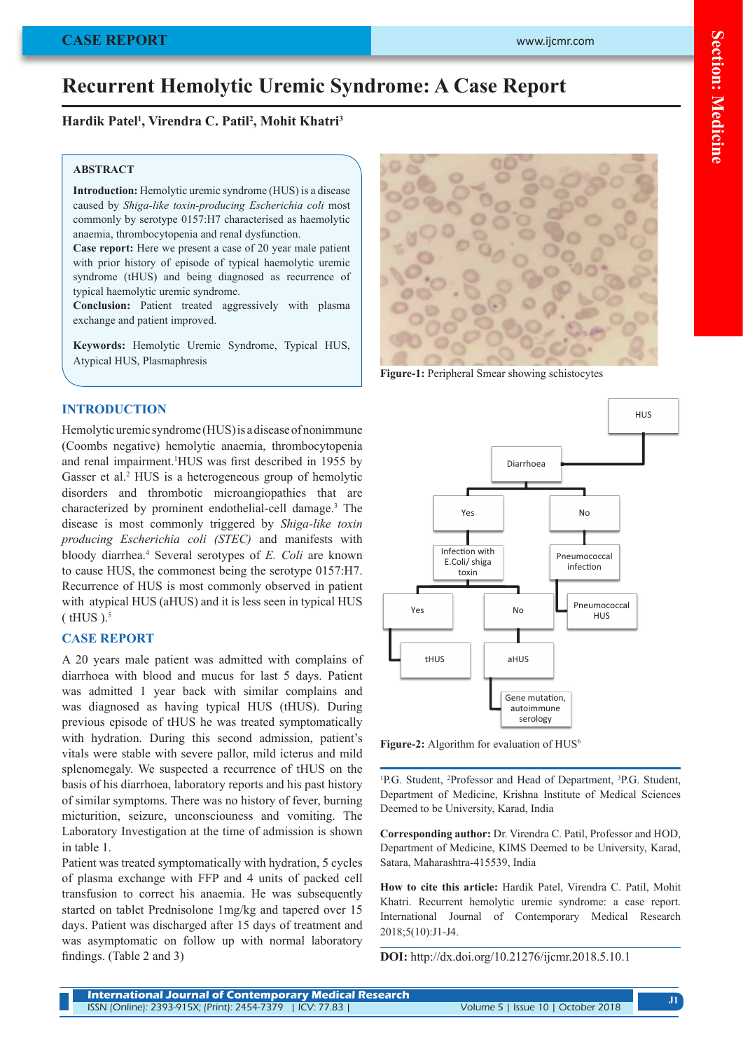# Recurrent Hemolytic Uremic Syndrome: A Case Report

**Hardik Patel[1], Virendra C. Patil[2], Mohit Khatri[3]**

## ABSTRACT

**Introduction:** Hemolytic uremic syndrome (HUS) is a disease caused by *Shiga-like toxin-producing Escherichia coli* most commonly by serotype 0157:H7 characterised as haemolytic anaemia, thrombocytopenia and renal dysfunction.

**Case report:** Here we present a case of 20 year male patient with prior history of episode of typical haemolytic uremic syndrome (tHUS) and being diagnosed as recurrence of typical haemolytic uremic syndrome.

**Conclusion:** Patient treated aggressively with plasma exchange and patient improved.

**Keywords:** Hemolytic Uremic Syndrome, Typical HUS, Atypical HUS, Plasmaphresis

## INTRODUCTION

Hemolytic uremic syndrome (HUS) is a disease of nonimmune (Coombs negative) hemolytic anaemia, thrombocytopenia and renal impairment.[1] HUS was first described in 1955 by Gasser et al.[2] HUS is a heterogeneous group of hemolytic disorders and thrombotic microangiopathies that are characterized by prominent endothelial-cell damage.[3] The disease is most commonly triggered by *Shiga-like toxin producing Escherichia coli (STEC)* and manifests with bloody diarrhea.[4] Several serotypes of *E. Coli* are known to cause HUS, the commonest being the serotype 0157:H7. Recurrence of HUS is most commonly observed in patient with atypical HUS (aHUS) and it is less seen in typical HUS ( tHUS ).[5]

## CASE REPORT

A 20 years male patient was admitted with complains of diarrhoea with blood and mucus for last 5 days. Patient was admitted 1 year back with similar complains and was diagnosed as having typical HUS (tHUS). During previous episode of tHUS he was treated symptomatically with hydration. During this second admission, patient's vitals were stable with severe pallor, mild icterus and mild splenomegaly. We suspected a recurrence of tHUS on the basis of his diarrhoea, laboratory reports and his past history of similar symptoms. There was no history of fever, burning micturition, seizure, unconsciouness and vomiting. The Laboratory Investigation at the time of admission is shown in table 1.

Patient was treated symptomatically with hydration, 5 cycles of plasma exchange with FFP and 4 units of packed cell transfusion to correct his anaemia. He was subsequently started on tablet Prednisolone 1mg/kg and tapered over 15 days. Patient was discharged after 15 days of treatment and was asymptomatic on follow up with normal laboratory findings. (Table 2 and 3)

Figure-1: Peripheral Smear showing schistocytes

HUS → Diarrhoea
- Yes → Infection with E.Coli/ shiga toxin
  - Yes → tHUS
  - No → aHUS → Gene mutation, autoimmune serology
- No → Pneumococcal infection → Pneumococcal HUS

Figure-2: Algorithm for evaluation of HUS[6]

[1]P.G. Student, [2]Professor and Head of Department, [3]P.G. Student, Department of Medicine, Krishna Institute of Medical Sciences Deemed to be University, Karad, India

**Corresponding author:** Dr. Virendra C. Patil, Professor and HOD, Department of Medicine, KIMS Deemed to be University, Karad, Satara, Maharashtra-415539, India

**How to cite this article:** Hardik Patel, Virendra C. Patil, Mohit Khatri. Recurrent hemolytic uremic syndrome: a case report. International Journal of Contemporary Medical Research 2018;5(10):J1-J4.

**DOI:** http://dx.doi.org/10.21276/ijcmr.2018.5.10.1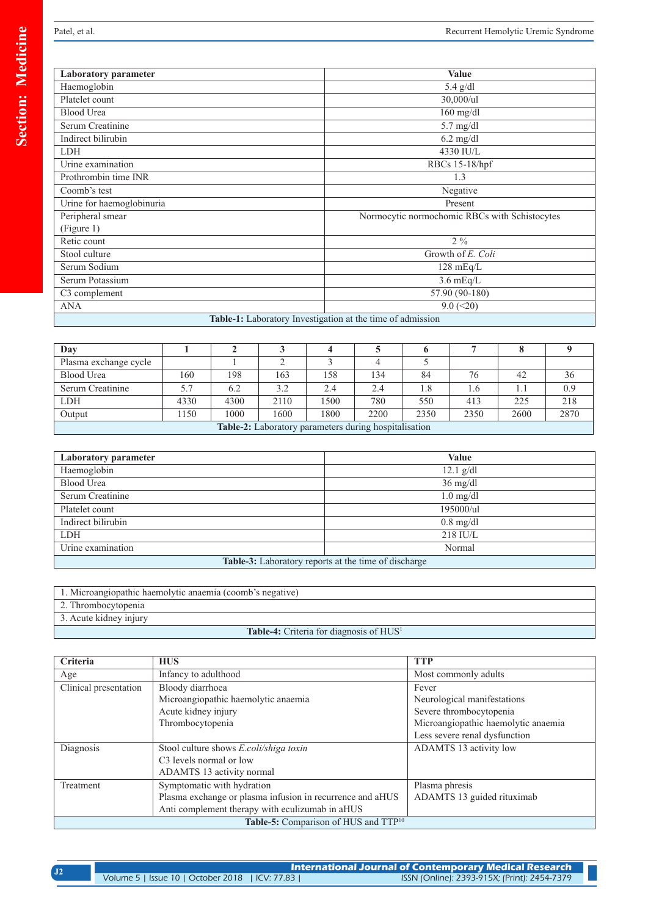| Laboratory parameter | Value |
|---|---|
| Haemoglobin | 5.4 g/dl |
| Platelet count | 30,000/ul |
| Blood Urea | 160 mg/dl |
| Serum Creatinine | 5.7 mg/dl |
| Indirect bilirubin | 6.2 mg/dl |
| LDH | 4330 IU/L |
| Urine examination | RBCs 15-18/hpf |
| Prothrombin time INR | 1.3 |
| Coomb's test | Negative |
| Urine for haemoglobinuria | Present |
| Peripheral smear (Figure 1) | Normocytic normochomic RBCs with Schistocytes |
| Retic count | 2 % |
| Stool culture | Growth of *E. Coli* |
| Serum Sodium | 128 mEq/L |
| Serum Potassium | 3.6 mEq/L |
| C3 complement | 57.90 (90-180) |
| ANA | 9.0 (<20) |

**Table-1:** Laboratory Investigation at the time of admission

| Day | 1 | 2 | 3 | 4 | 5 | 6 | 7 | 8 | 9 |
|---|---|---|---|---|---|---|---|---|---|
| Plasma exchange cycle | | 1 | 2 | 3 | 4 | 5 | | | |
| Blood Urea | 160 | 198 | 163 | 158 | 134 | 84 | 76 | 42 | 36 |
| Serum Creatinine | 5.7 | 6.2 | 3.2 | 2.4 | 2.4 | 1.8 | 1.6 | 1.1 | 0.9 |
| LDH | 4330 | 4300 | 2110 | 1500 | 780 | 550 | 413 | 225 | 218 |
| Output | 1150 | 1000 | 1600 | 1800 | 2200 | 2350 | 2350 | 2600 | 2870 |

**Table-2:** Laboratory parameters during hospitalisation

| Laboratory parameter | Value |
|---|---|
| Haemoglobin | 12.1 g/dl |
| Blood Urea | 36 mg/dl |
| Serum Creatinine | 1.0 mg/dl |
| Platelet count | 195000/ul |
| Indirect bilirubin | 0.8 mg/dl |
| LDH | 218 IU/L |
| Urine examination | Normal |

**Table-3:** Laboratory reports at the time of discharge

| |
|---|
| 1. Microangiopathic haemolytic anaemia (coomb's negative) |
| 2. Thrombocytopenia |
| 3. Acute kidney injury |

**Table-4:** Criteria for diagnosis of HUS[1]

| Criteria | HUS | TTP |
|---|---|---|
| Age | Infancy to adulthood | Most commonly adults |
| Clinical presentation | Bloody diarrhoea<br>Microangiopathic haemolytic anaemia<br>Acute kidney injury<br>Thrombocytopenia | Fever<br>Neurological manifestations<br>Severe thrombocytopenia<br>Microangiopathic haemolytic anaemia<br>Less severe renal dysfunction |
| Diagnosis | Stool culture shows *E.coli/shiga toxin*<br>C3 levels normal or low<br>ADAMTS 13 activity normal | ADAMTS 13 activity low |
| Treatment | Symptomatic with hydration<br>Plasma exchange or plasma infusion in recurrence and aHUS<br>Anti complement therapy with eculizumab in aHUS | Plasma phresis<br>ADAMTS 13 guided rituximab |

**Table-5:** Comparison of HUS and TTP[10]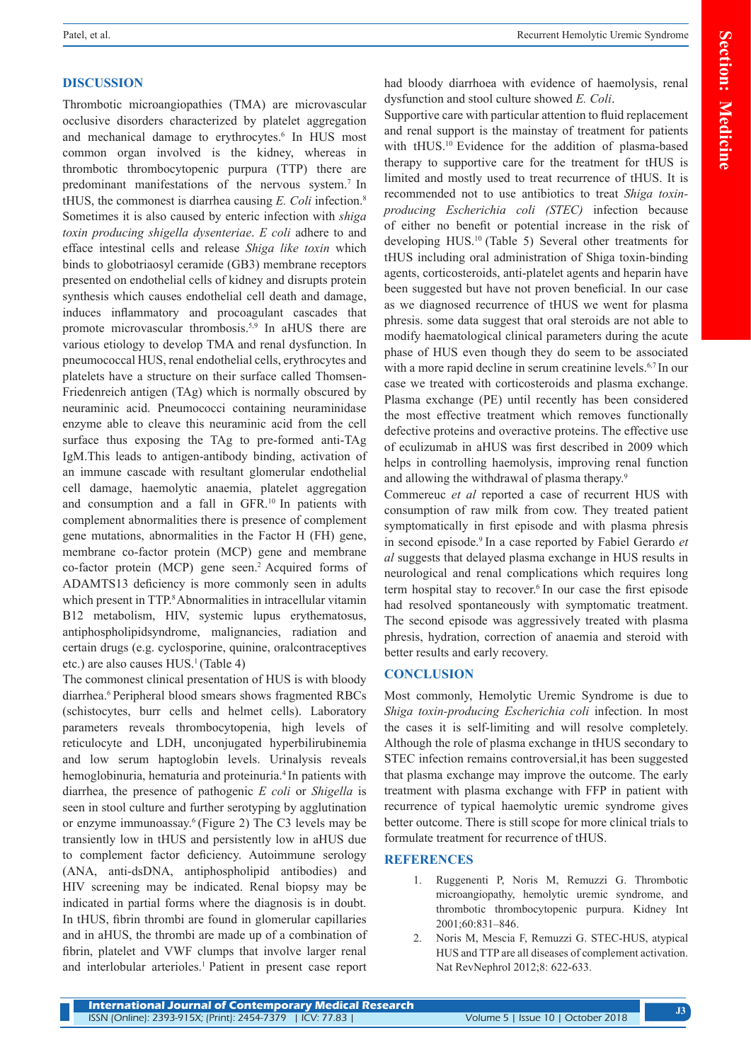## DISCUSSION

Thrombotic microangiopathies (TMA) are microvascular occlusive disorders characterized by platelet aggregation and mechanical damage to erythrocytes.[6] In HUS most common organ involved is the kidney, whereas in thrombotic thrombocytopenic purpura (TTP) there are predominant manifestations of the nervous system.[7] In tHUS, the commonest is diarrhea causing *E. Coli* infection.[8] Sometimes it is also caused by enteric infection with *shiga toxin producing shigella dysenteriae*. *E coli* adhere to and efface intestinal cells and release *Shiga like toxin* which binds to globotriaosyl ceramide (GB3) membrane receptors presented on endothelial cells of kidney and disrupts protein synthesis which causes endothelial cell death and damage, induces inflammatory and procoagulant cascades that promote microvascular thrombosis.[5,9] In aHUS there are various etiology to develop TMA and renal dysfunction. In pneumococcal HUS, renal endothelial cells, erythrocytes and platelets have a structure on their surface called Thomsen-Friedenreich antigen (TAg) which is normally obscured by neuraminic acid. Pneumococci containing neuraminidase enzyme able to cleave this neuraminic acid from the cell surface thus exposing the TAg to pre-formed anti-TAg IgM.This leads to antigen-antibody binding, activation of an immune cascade with resultant glomerular endothelial cell damage, haemolytic anaemia, platelet aggregation and consumption and a fall in GFR.[10] In patients with complement abnormalities there is presence of complement gene mutations, abnormalities in the Factor H (FH) gene, membrane co-factor protein (MCP) gene and membrane co-factor protein (MCP) gene seen.[2] Acquired forms of ADAMTS13 deficiency is more commonly seen in adults which present in TTP.[8] Abnormalities in intracellular vitamin B12 metabolism, HIV, systemic lupus erythematosus, antiphospholipidsyndrome, malignancies, radiation and certain drugs (e.g. cyclosporine, quinine, oralcontraceptives etc.) are also causes HUS.[1] (Table 4)

The commonest clinical presentation of HUS is with bloody diarrhea.[6] Peripheral blood smears shows fragmented RBCs (schistocytes, burr cells and helmet cells). Laboratory parameters reveals thrombocytopenia, high levels of reticulocyte and LDH, unconjugated hyperbilirubinemia and low serum haptoglobin levels. Urinalysis reveals hemoglobinuria, hematuria and proteinuria.[4] In patients with diarrhea, the presence of pathogenic *E coli* or *Shigella* is seen in stool culture and further serotyping by agglutination or enzyme immunoassay.[6] (Figure 2) The C3 levels may be transiently low in tHUS and persistently low in aHUS due to complement factor deficiency. Autoimmune serology (ANA, anti-dsDNA, antiphospholipid antibodies) and HIV screening may be indicated. Renal biopsy may be indicated in partial forms where the diagnosis is in doubt. In tHUS, fibrin thrombi are found in glomerular capillaries and in aHUS, the thrombi are made up of a combination of fibrin, platelet and VWF clumps that involve larger renal and interlobular arterioles.[1] Patient in present case report had bloody diarrhoea with evidence of haemolysis, renal dysfunction and stool culture showed *E. Coli*.

Supportive care with particular attention to fluid replacement and renal support is the mainstay of treatment for patients with tHUS.[10] Evidence for the addition of plasma-based therapy to supportive care for the treatment for tHUS is limited and mostly used to treat recurrence of tHUS. It is recommended not to use antibiotics to treat *Shiga toxin-producing Escherichia coli (STEC)* infection because of either no benefit or potential increase in the risk of developing HUS.[10] (Table 5) Several other treatments for tHUS including oral administration of Shiga toxin-binding agents, corticosteroids, anti-platelet agents and heparin have been suggested but have not proven beneficial. In our case as we diagnosed recurrence of tHUS we went for plasma phresis. some data suggest that oral steroids are not able to modify haematological clinical parameters during the acute phase of HUS even though they do seem to be associated with a more rapid decline in serum creatinine levels.[6,7] In our case we treated with corticosteroids and plasma exchange. Plasma exchange (PE) until recently has been considered the most effective treatment which removes functionally defective proteins and overactive proteins. The effective use of eculizumab in aHUS was first described in 2009 which helps in controlling haemolysis, improving renal function and allowing the withdrawal of plasma therapy.[9]

Commereuc *et al* reported a case of recurrent HUS with consumption of raw milk from cow. They treated patient symptomatically in first episode and with plasma phresis in second episode.[9] In a case reported by Fabiel Gerardo *et al* suggests that delayed plasma exchange in HUS results in neurological and renal complications which requires long term hospital stay to recover.[6] In our case the first episode had resolved spontaneously with symptomatic treatment. The second episode was aggressively treated with plasma phresis, hydration, correction of anaemia and steroid with better results and early recovery.

## CONCLUSION

Most commonly, Hemolytic Uremic Syndrome is due to *Shiga toxin-producing Escherichia coli* infection. In most the cases it is self-limiting and will resolve completely. Although the role of plasma exchange in tHUS secondary to STEC infection remains controversial,it has been suggested that plasma exchange may improve the outcome. The early treatment with plasma exchange with FFP in patient with recurrence of typical haemolytic uremic syndrome gives better outcome. There is still scope for more clinical trials to formulate treatment for recurrence of tHUS.

## REFERENCES

1. Ruggenenti P, Noris M, Remuzzi G. Thrombotic microangiopathy, hemolytic uremic syndrome, and thrombotic thrombocytopenic purpura. Kidney Int 2001;60:831–846.
2. Noris M, Mescia F, Remuzzi G. STEC-HUS, atypical HUS and TTP are all diseases of complement activation. Nat RevNephrol 2012;8: 622-633.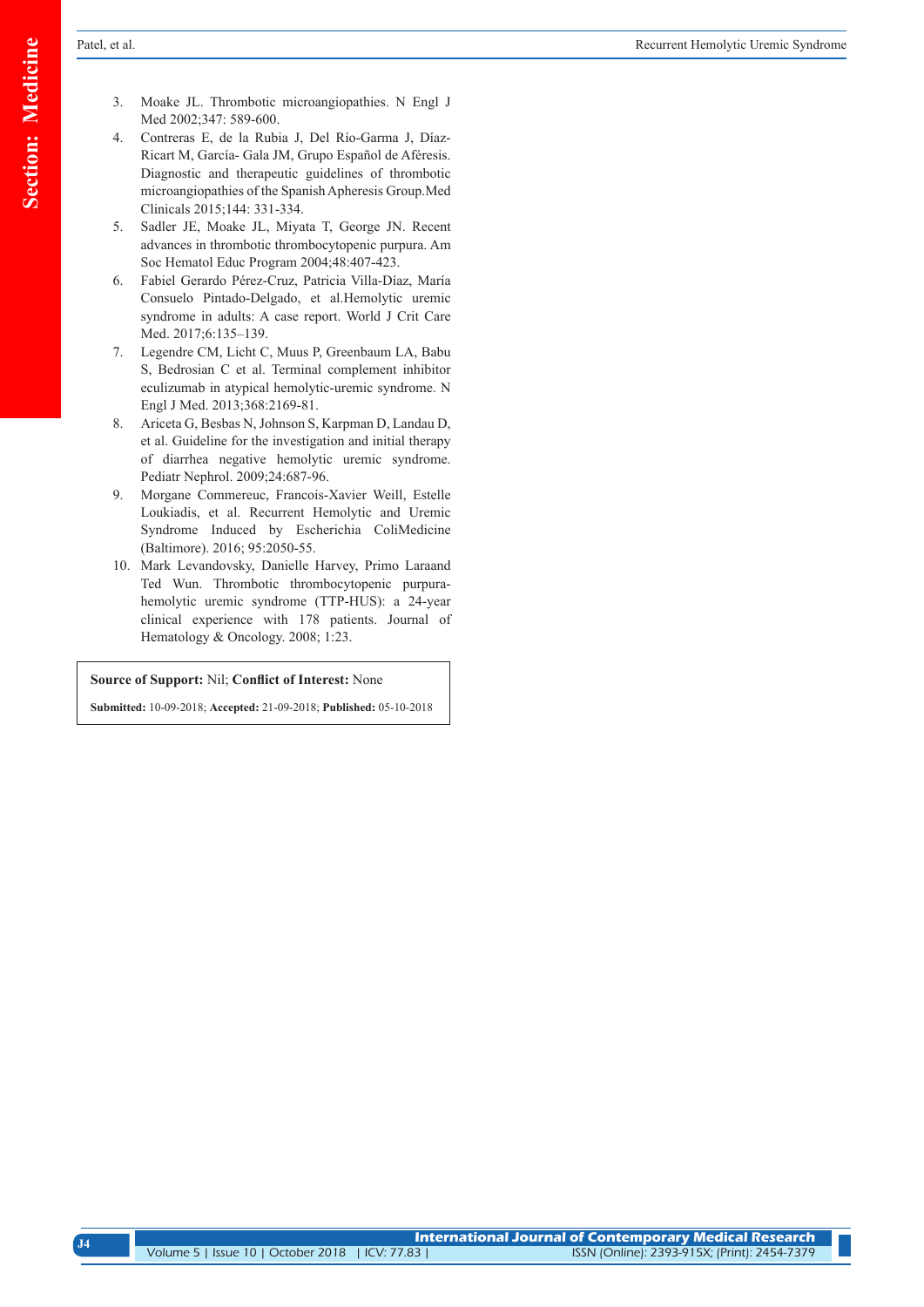3. Moake JL. Thrombotic microangiopathies. N Engl J Med 2002;347: 589-600.
4. Contreras E, de la Rubia J, Del Río-Garma J, Díaz-Ricart M, García- Gala JM, Grupo Español de Aféresis. Diagnostic and therapeutic guidelines of thrombotic microangiopathies of the Spanish Apheresis Group.Med Clinicals 2015;144: 331-334.
5. Sadler JE, Moake JL, Miyata T, George JN. Recent advances in thrombotic thrombocytopenic purpura. Am Soc Hematol Educ Program 2004;48:407-423.
6. Fabiel Gerardo Pérez-Cruz, Patricia Villa-Díaz, María Consuelo Pintado-Delgado, et al.Hemolytic uremic syndrome in adults: A case report. World J Crit Care Med. 2017;6:135–139.
7. Legendre CM, Licht C, Muus P, Greenbaum LA, Babu S, Bedrosian C et al. Terminal complement inhibitor eculizumab in atypical hemolytic-uremic syndrome. N Engl J Med. 2013;368:2169-81.
8. Ariceta G, Besbas N, Johnson S, Karpman D, Landau D, et al. Guideline for the investigation and initial therapy of diarrhea negative hemolytic uremic syndrome. Pediatr Nephrol. 2009;24:687-96.
9. Morgane Commereuc, Francois-Xavier Weill, Estelle Loukiadis, et al. Recurrent Hemolytic and Uremic Syndrome Induced by Escherichia ColiMedicine (Baltimore). 2016; 95:2050-55.
10. Mark Levandovsky, Danielle Harvey, Primo Laraand Ted Wun. Thrombotic thrombocytopenic purpura-hemolytic uremic syndrome (TTP-HUS): a 24-year clinical experience with 178 patients. Journal of Hematology & Oncology. 2008; 1:23.

**Source of Support:** Nil; **Conflict of Interest:** None

**Submitted:** 10-09-2018; **Accepted:** 21-09-2018; **Published:** 05-10-2018